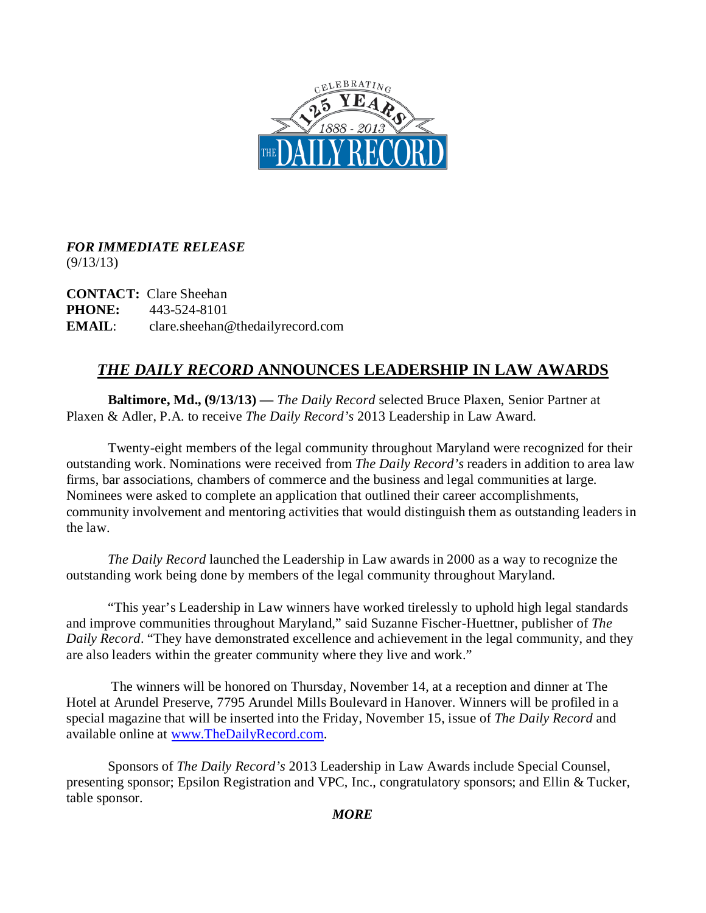*FOR IMMEDIATE RELEASE*
(9/13/13)

**CONTACT:** Clare Sheehan
**PHONE:** 443-524-8101
**EMAIL**: clare.sheehan@thedailyrecord.com

# *THE DAILY RECORD* ANNOUNCES LEADERSHIP IN LAW AWARDS

**Baltimore, Md., (9/13/13) —** *The Daily Record* selected Bruce Plaxen, Senior Partner at Plaxen & Adler, P.A. to receive *The Daily Record's* 2013 Leadership in Law Award.

Twenty-eight members of the legal community throughout Maryland were recognized for their outstanding work. Nominations were received from *The Daily Record's* readers in addition to area law firms, bar associations, chambers of commerce and the business and legal communities at large. Nominees were asked to complete an application that outlined their career accomplishments, community involvement and mentoring activities that would distinguish them as outstanding leaders in the law.

*The Daily Record* launched the Leadership in Law awards in 2000 as a way to recognize the outstanding work being done by members of the legal community throughout Maryland.

"This year's Leadership in Law winners have worked tirelessly to uphold high legal standards and improve communities throughout Maryland," said Suzanne Fischer-Huettner, publisher of *The Daily Record*. "They have demonstrated excellence and achievement in the legal community, and they are also leaders within the greater community where they live and work."

The winners will be honored on Thursday, November 14, at a reception and dinner at The Hotel at Arundel Preserve, 7795 Arundel Mills Boulevard in Hanover. Winners will be profiled in a special magazine that will be inserted into the Friday, November 15, issue of *The Daily Record* and available online at [www.TheDailyRecord.com](http://www.TheDailyRecord.com).

Sponsors of *The Daily Record's* 2013 Leadership in Law Awards include Special Counsel, presenting sponsor; Epsilon Registration and VPC, Inc., congratulatory sponsors; and Ellin & Tucker, table sponsor.

***MORE***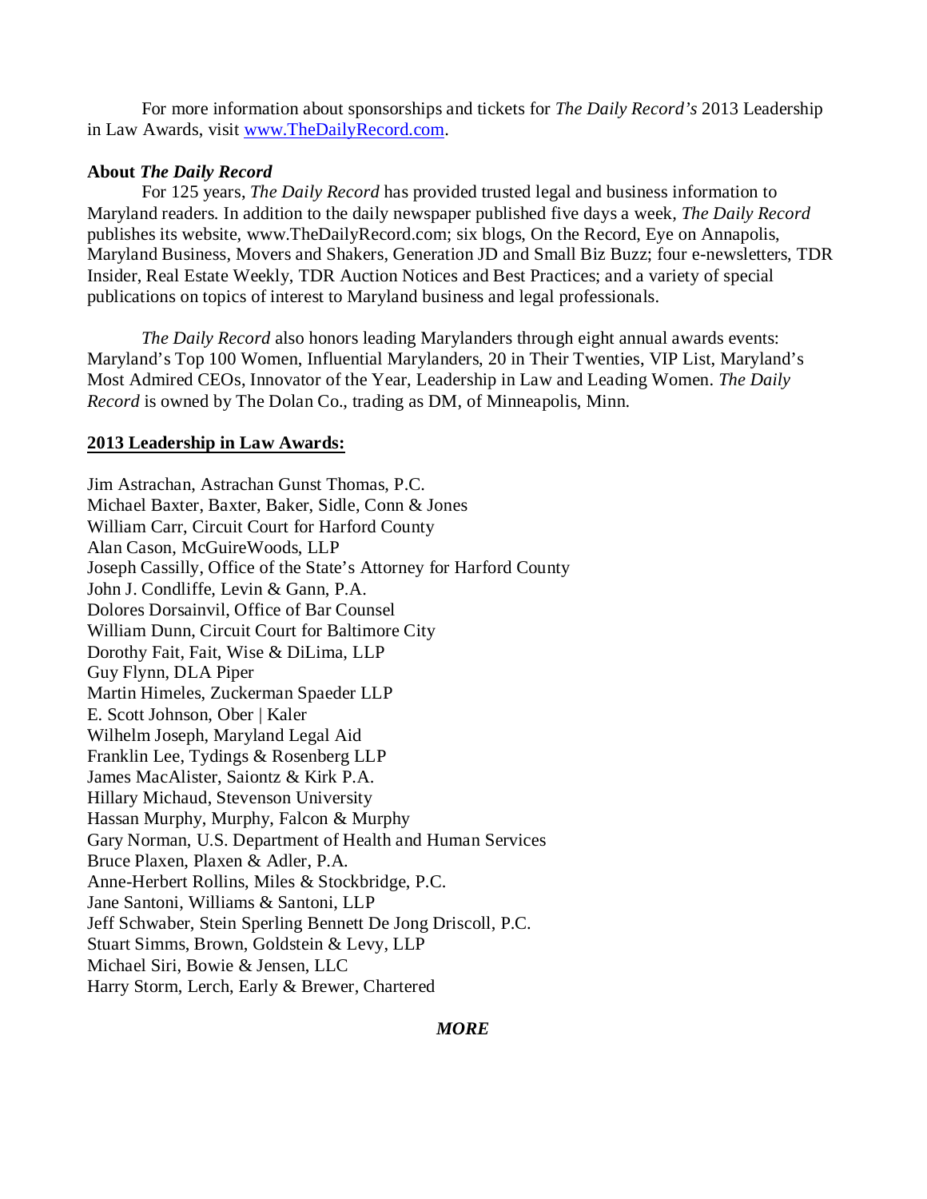For more information about sponsorships and tickets for *The Daily Record's* 2013 Leadership in Law Awards, visit [www.TheDailyRecord.com](http://www.TheDailyRecord.com).

**About *The Daily Record***

For 125 years, *The Daily Record* has provided trusted legal and business information to Maryland readers. In addition to the daily newspaper published five days a week, *The Daily Record* publishes its website, www.TheDailyRecord.com; six blogs, On the Record, Eye on Annapolis, Maryland Business, Movers and Shakers, Generation JD and Small Biz Buzz; four e-newsletters, TDR Insider, Real Estate Weekly, TDR Auction Notices and Best Practices; and a variety of special publications on topics of interest to Maryland business and legal professionals.

*The Daily Record* also honors leading Marylanders through eight annual awards events: Maryland's Top 100 Women, Influential Marylanders, 20 in Their Twenties, VIP List, Maryland's Most Admired CEOs, Innovator of the Year, Leadership in Law and Leading Women. *The Daily Record* is owned by The Dolan Co., trading as DM, of Minneapolis, Minn.

**2013 Leadership in Law Awards:**

Jim Astrachan, Astrachan Gunst Thomas, P.C.
Michael Baxter, Baxter, Baker, Sidle, Conn & Jones
William Carr, Circuit Court for Harford County
Alan Cason, McGuireWoods, LLP
Joseph Cassilly, Office of the State's Attorney for Harford County
John J. Condliffe, Levin & Gann, P.A.
Dolores Dorsainvil, Office of Bar Counsel
William Dunn, Circuit Court for Baltimore City
Dorothy Fait, Fait, Wise & DiLima, LLP
Guy Flynn, DLA Piper
Martin Himeles, Zuckerman Spaeder LLP
E. Scott Johnson, Ober | Kaler
Wilhelm Joseph, Maryland Legal Aid
Franklin Lee, Tydings & Rosenberg LLP
James MacAlister, Saiontz & Kirk P.A.
Hillary Michaud, Stevenson University
Hassan Murphy, Murphy, Falcon & Murphy
Gary Norman, U.S. Department of Health and Human Services
Bruce Plaxen, Plaxen & Adler, P.A.
Anne-Herbert Rollins, Miles & Stockbridge, P.C.
Jane Santoni, Williams & Santoni, LLP
Jeff Schwaber, Stein Sperling Bennett De Jong Driscoll, P.C.
Stuart Simms, Brown, Goldstein & Levy, LLP
Michael Siri, Bowie & Jensen, LLC
Harry Storm, Lerch, Early & Brewer, Chartered

***MORE***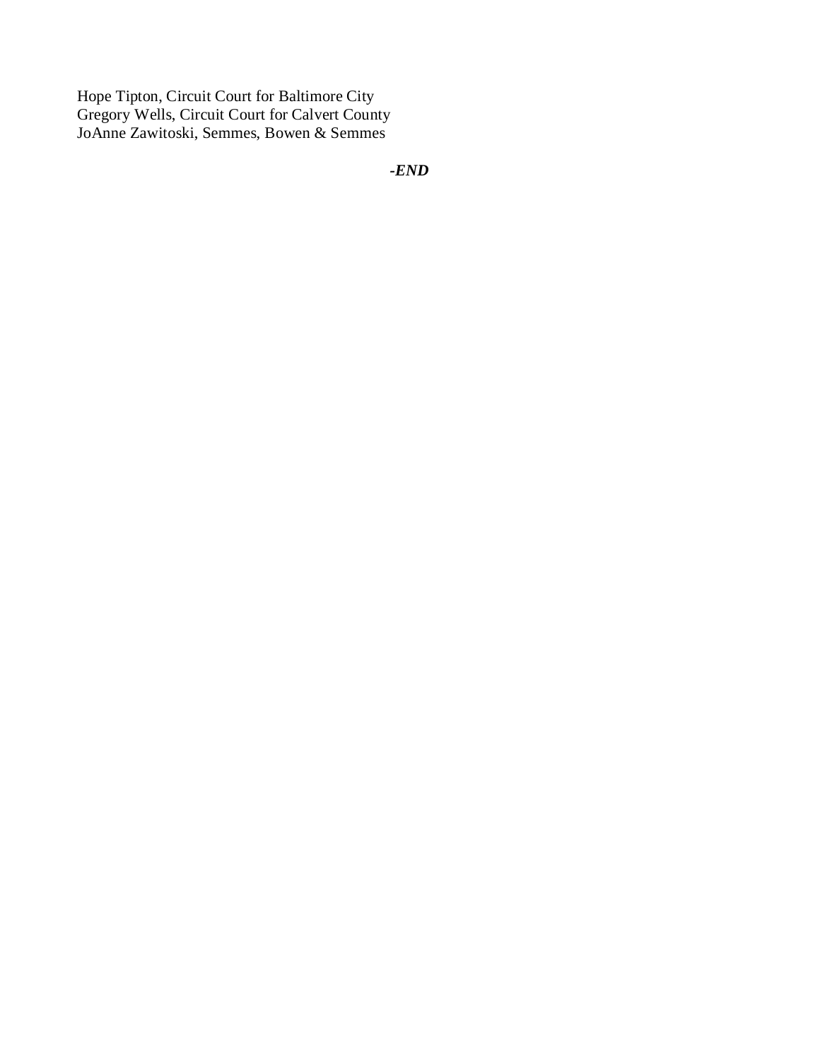Hope Tipton, Circuit Court for Baltimore City
Gregory Wells, Circuit Court for Calvert County
JoAnne Zawitoski, Semmes, Bowen & Semmes

***-END***